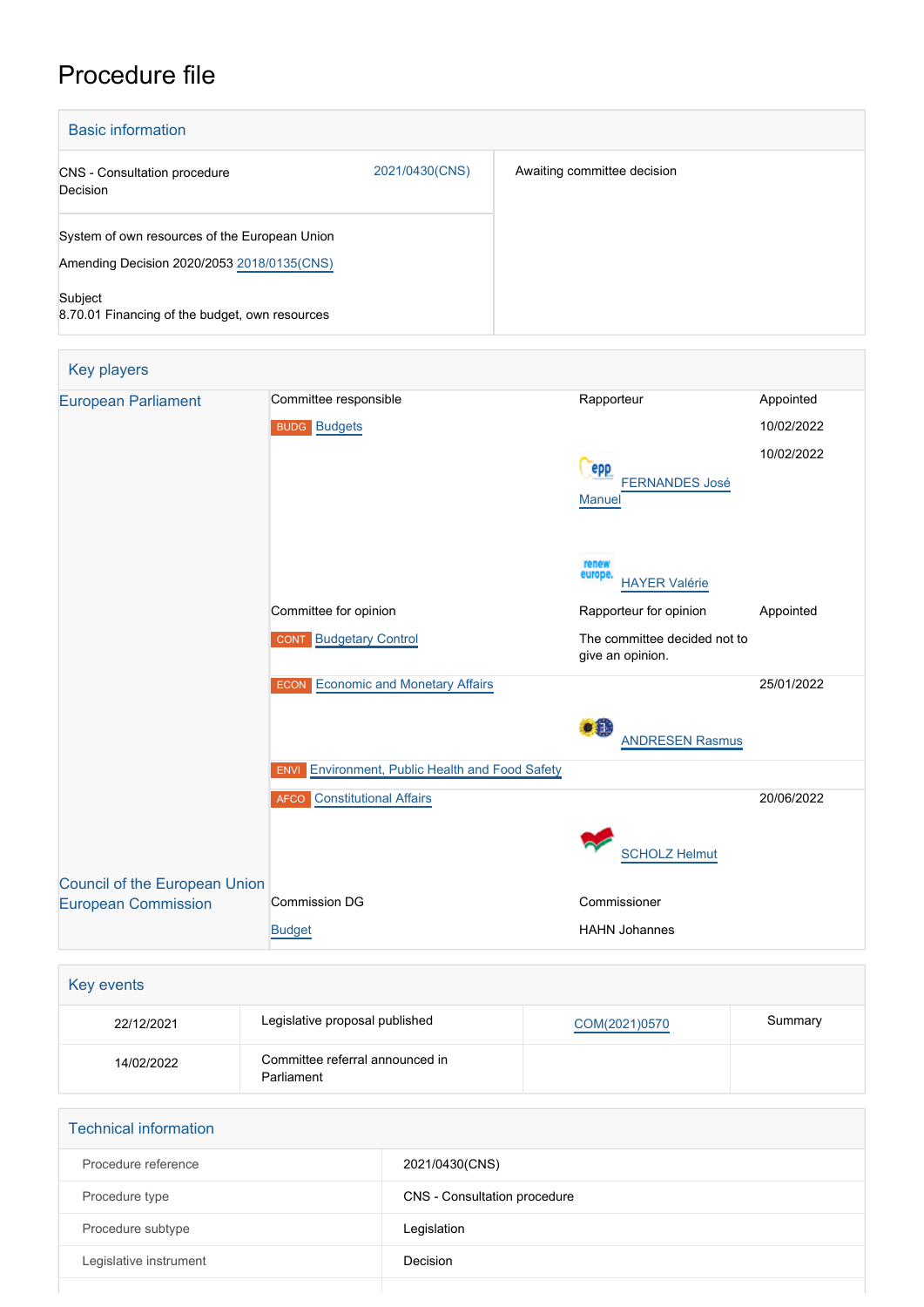# Procedure file

## Basic information

| | |
|---|---|
| CNS - Consultation procedure<br>Decision<br>2021/0430(CNS) | Awaiting committee decision |
| System of own resources of the European Union<br>Amending Decision 2020/2053 2018/0135(CNS)<br><br>Subject<br>8.70.01 Financing of the budget, own resources | |

## Key players

| | | | |
|---|---|---|---|
| European Parliament | Committee responsible | Rapporteur | Appointed |
| | BUDG Budgets | | 10/02/2022 |
| | | FERNANDES José Manuel | 10/02/2022 |
| | | HAYER Valérie | |
| | Committee for opinion | Rapporteur for opinion | Appointed |
| | CONT Budgetary Control | The committee decided not to give an opinion. | |
| | ECON Economic and Monetary Affairs | ANDRESEN Rasmus | 25/01/2022 |
| | ENVI Environment, Public Health and Food Safety | | |
| | AFCO Constitutional Affairs | SCHOLZ Helmut | 20/06/2022 |
| Council of the European Union | | | |
| European Commission | Commission DG | Commissioner | |
| | Budget | HAHN Johannes | |

## Key events

| | | | |
|---|---|---|---|
| 22/12/2021 | Legislative proposal published | COM(2021)0570 | Summary |
| 14/02/2022 | Committee referral announced in Parliament | | |

## Technical information

| | |
|---|---|
| Procedure reference | 2021/0430(CNS) |
| Procedure type | CNS - Consultation procedure |
| Procedure subtype | Legislation |
| Legislative instrument | Decision |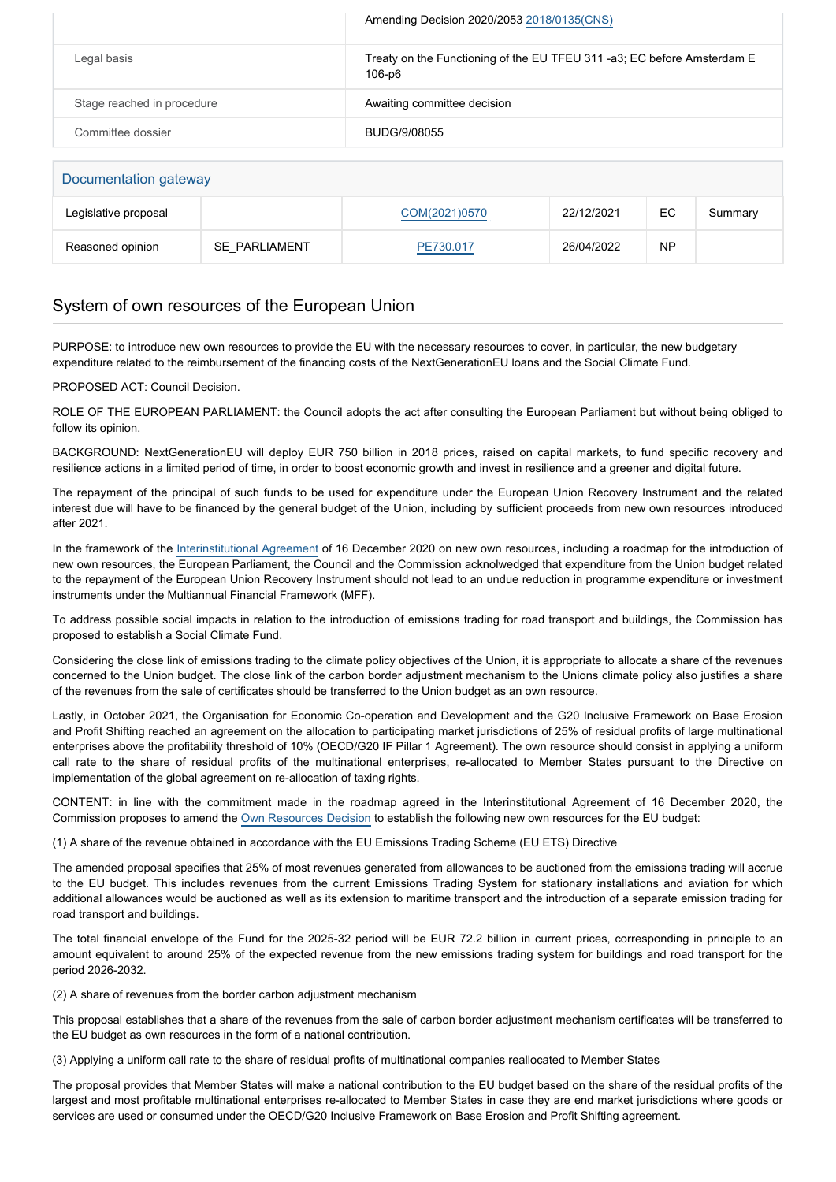| | |
|---|---|
| | Amending Decision 2020/2053 2018/0135(CNS) |
| Legal basis | Treaty on the Functioning of the EU TFEU 311 -a3; EC before Amsterdam E 106-p6 |
| Stage reached in procedure | Awaiting committee decision |
| Committee dossier | BUDG/9/08055 |

## Documentation gateway

| | | | | | |
|---|---|---|---|---|---|
| Legislative proposal | | COM(2021)0570 | 22/12/2021 | EC | Summary |
| Reasoned opinion | SE_PARLIAMENT | PE730.017 | 26/04/2022 | NP | |

## System of own resources of the European Union

PURPOSE: to introduce new own resources to provide the EU with the necessary resources to cover, in particular, the new budgetary expenditure related to the reimbursement of the financing costs of the NextGenerationEU loans and the Social Climate Fund.

PROPOSED ACT: Council Decision.

ROLE OF THE EUROPEAN PARLIAMENT: the Council adopts the act after consulting the European Parliament but without being obliged to follow its opinion.

BACKGROUND: NextGenerationEU will deploy EUR 750 billion in 2018 prices, raised on capital markets, to fund specific recovery and resilience actions in a limited period of time, in order to boost economic growth and invest in resilience and a greener and digital future.

The repayment of the principal of such funds to be used for expenditure under the European Union Recovery Instrument and the related interest due will have to be financed by the general budget of the Union, including by sufficient proceeds from new own resources introduced after 2021.

In the framework of the Interinstitutional Agreement of 16 December 2020 on new own resources, including a roadmap for the introduction of new own resources, the European Parliament, the Council and the Commission acknowledged that expenditure from the Union budget related to the repayment of the European Union Recovery Instrument should not lead to an undue reduction in programme expenditure or investment instruments under the Multiannual Financial Framework (MFF).

To address possible social impacts in relation to the introduction of emissions trading for road transport and buildings, the Commission has proposed to establish a Social Climate Fund.

Considering the close link of emissions trading to the climate policy objectives of the Union, it is appropriate to allocate a share of the revenues concerned to the Union budget. The close link of the carbon border adjustment mechanism to the Unions climate policy also justifies a share of the revenues from the sale of certificates should be transferred to the Union budget as an own resource.

Lastly, in October 2021, the Organisation for Economic Co-operation and Development and the G20 Inclusive Framework on Base Erosion and Profit Shifting reached an agreement on the allocation to participating market jurisdictions of 25% of residual profits of large multinational enterprises above the profitability threshold of 10% (OECD/G20 IF Pillar 1 Agreement). The own resource should consist in applying a uniform call rate to the share of residual profits of the multinational enterprises, re-allocated to Member States pursuant to the Directive on implementation of the global agreement on re-allocation of taxing rights.

CONTENT: in line with the commitment made in the roadmap agreed in the Interinstitutional Agreement of 16 December 2020, the Commission proposes to amend the Own Resources Decision to establish the following new own resources for the EU budget:

(1) A share of the revenue obtained in accordance with the EU Emissions Trading Scheme (EU ETS) Directive

The amended proposal specifies that 25% of most revenues generated from allowances to be auctioned from the emissions trading will accrue to the EU budget. This includes revenues from the current Emissions Trading System for stationary installations and aviation for which additional allowances would be auctioned as well as its extension to maritime transport and the introduction of a separate emission trading for road transport and buildings.

The total financial envelope of the Fund for the 2025-32 period will be EUR 72.2 billion in current prices, corresponding in principle to an amount equivalent to around 25% of the expected revenue from the new emissions trading system for buildings and road transport for the period 2026-2032.

(2) A share of revenues from the border carbon adjustment mechanism

This proposal establishes that a share of the revenues from the sale of carbon border adjustment mechanism certificates will be transferred to the EU budget as own resources in the form of a national contribution.

(3) Applying a uniform call rate to the share of residual profits of multinational companies reallocated to Member States

The proposal provides that Member States will make a national contribution to the EU budget based on the share of the residual profits of the largest and most profitable multinational enterprises re-allocated to Member States in case they are end market jurisdictions where goods or services are used or consumed under the OECD/G20 Inclusive Framework on Base Erosion and Profit Shifting agreement.